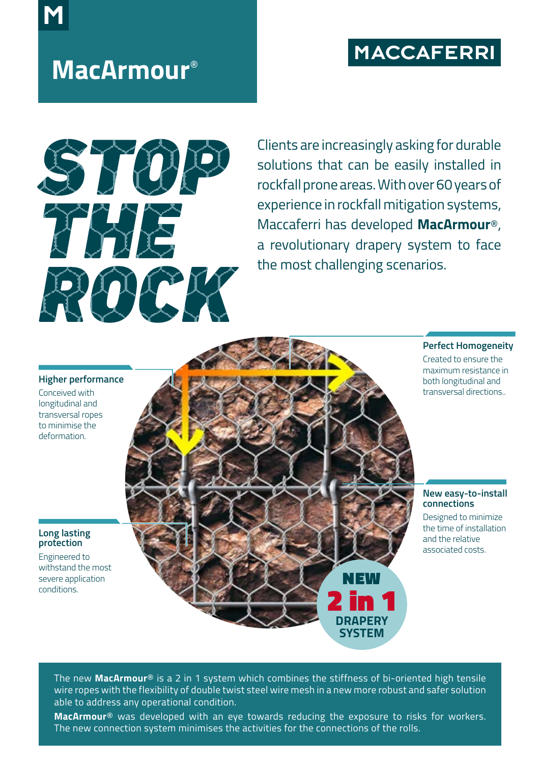M

# MacArmour®

MACCAFERRI

## STOP THE ROCK

Clients are increasingly asking for durable solutions that can be easily installed in rockfall prone areas. With over 60 years of experience in rockfall mitigation systems, Maccaferri has developed **MacArmour®**, a revolutionary drapery system to face the most challenging scenarios.

### Higher performance

Conceived with longitudinal and transversal ropes to minimise the deformation.

### Perfect Homogeneity

Created to ensure the maximum resistance in both longitudinal and transversal directions..

### Long lasting protection

Engineered to withstand the most severe application conditions.

### New easy-to-install connections

Designed to minimize the time of installation and the relative associated costs.

**NEW 2 in 1 DRAPERY SYSTEM**

The new **MacArmour®** is a 2 in 1 system which combines the stiffness of bi-oriented high tensile wire ropes with the flexibility of double twist steel wire mesh in a new more robust and safer solution able to address any operational condition.

**MacArmour®** was developed with an eye towards reducing the exposure to risks for workers. The new connection system minimises the activities for the connections of the rolls.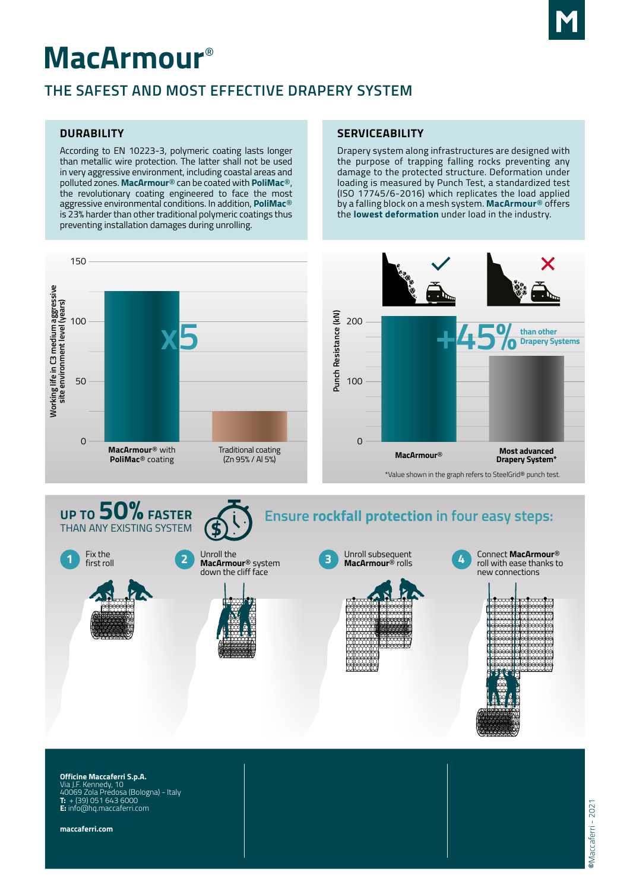# MacArmour®

## THE SAFEST AND MOST EFFECTIVE DRAPERY SYSTEM

### DURABILITY

According to EN 10223-3, polymeric coating lasts longer than metallic wire protection. The latter shall not be used in very aggressive environment, including coastal areas and polluted zones. **MacArmour®** can be coated with **PoliMac®**, the revolutionary coating engineered to face the most aggressive environmental conditions. In addition, **PoliMac®** is 23% harder than other traditional polymeric coatings thus preventing installation damages during unrolling.

### SERVICEABILITY

Drapery system along infrastructures are designed with the purpose of trapping falling rocks preventing any damage to the protected structure. Deformation under loading is measured by Punch Test, a standardized test (ISO 17745/6-2016) which replicates the load applied by a falling block on a mesh system. **MacArmour®** offers the **lowest deformation** under load in the industry.

Working life in C3 medium aggressive site environment level (years)

150
100
50
0

x5

**MacArmour®** with **PoliMac®** coating

Traditional coating (Zn 95% / Al 5%)

Punch Resistance (kN)

200
100
0

+45% than other Drapery Systems

**MacArmour®**

**Most advanced Drapery System***

*Value shown in the graph refers to SteelGrid® punch test.

**UP TO 50% FASTER** THAN ANY EXISTING SYSTEM

### Ensure **rockfall protection** in four easy steps:

1. Fix the first roll
2. Unroll the **MacArmour®** system down the cliff face
3. Unroll subsequent **MacArmour®** rolls
4. Connect **MacArmour®** roll with ease thanks to new connections

**Officine Maccaferri S.p.A.**
Via J.F. Kennedy, 10
40069 Zola Predosa (Bologna) - Italy
**T:** + (39) 051 643 6000
**E:** info@hq.maccaferri.com

**maccaferri.com**

©Maccaferri - 2021